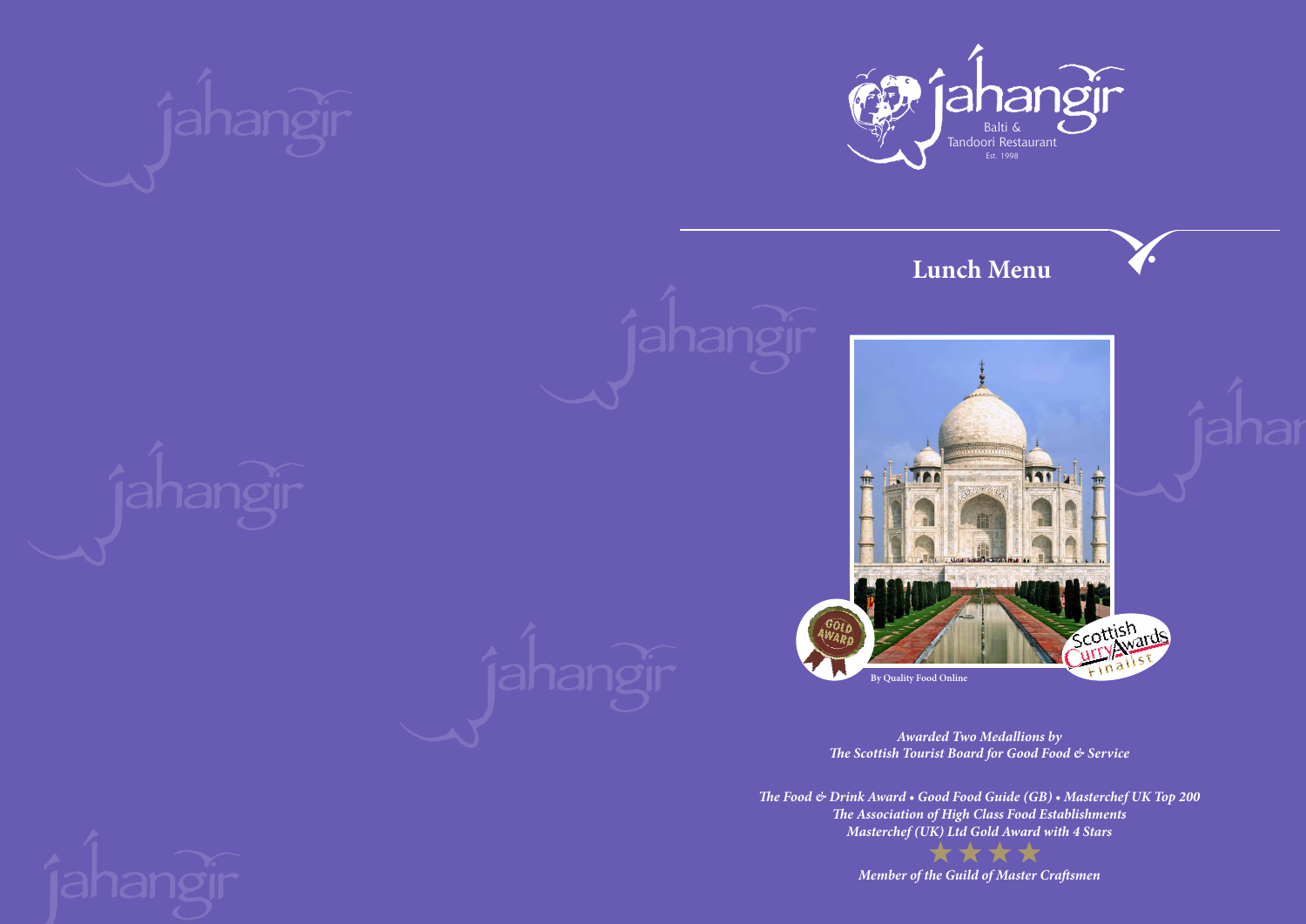jahangir

Balti & Tandoori Restaurant

Est. 1998

# Lunch Menu

GOLD AWARD

By Quality Food Online

Scottish Curry Awards Finalist

***Awarded Two Medallions by The Scottish Tourist Board for Good Food & Service***

***The Food & Drink Award • Good Food Guide (GB) • Masterchef UK Top 200***
***The Association of High Class Food Establishments***
***Masterchef (UK) Ltd Gold Award with 4 Stars***

★★★★

***Member of the Guild of Master Craftsmen***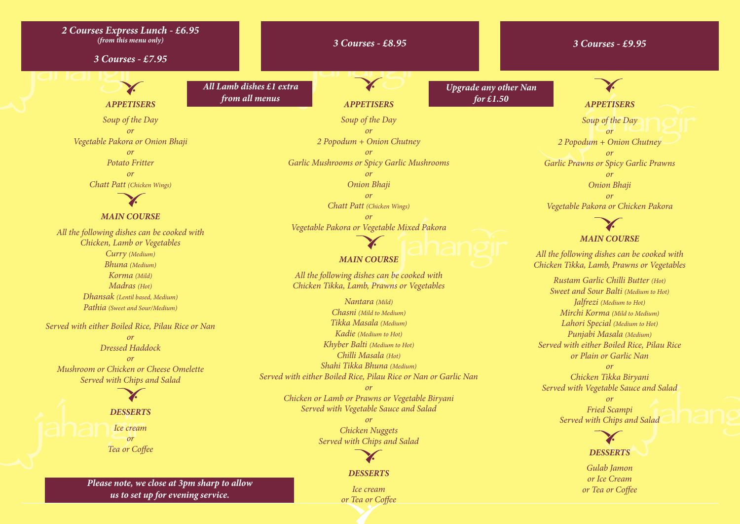## *2 Courses Express Lunch - £6.95*
*(from this menu only)*

## *3 Courses - £7.95*

*All Lamb dishes £1 extra from all menus*

### *APPETISERS*

*Soup of the Day*
*or*
*Vegetable Pakora or Onion Bhaji*
*or*
*Potato Fritter*
*or*
*Chatt Patt (Chicken Wings)*

### *MAIN COURSE*

*All the following dishes can be cooked with Chicken, Lamb or Vegetables*

*Curry (Medium)*
*Bhuna (Medium)*
*Korma (Mild)*
*Madras (Hot)*
*Dhansak (Lentil based, Medium)*
*Pathia (Sweet and Sour/Medium)*

*Served with either Boiled Rice, Pilau Rice or Nan*
*or*
*Dressed Haddock*
*or*
*Mushroom or Chicken or Cheese Omelette*
*Served with Chips and Salad*

### *DESSERTS*

*Ice cream*
*or*
*Tea or Coffee*

***Please note, we close at 3pm sharp to allow us to set up for evening service.***

## *3 Courses - £8.95*

*Upgrade any other Nan for £1.50*

### *APPETISERS*

*Soup of the Day*
*or*
*2 Popodum + Onion Chutney*
*or*
*Garlic Mushrooms or Spicy Garlic Mushrooms*
*or*
*Onion Bhaji*
*or*
*Chatt Patt (Chicken Wings)*
*or*
*Vegetable Pakora or Vegetable Mixed Pakora*

### *MAIN COURSE*

*All the following dishes can be cooked with Chicken Tikka, Lamb, Prawns or Vegetables*

*Nantara (Mild)*
*Chasni (Mild to Medium)*
*Tikka Masala (Medium)*
*Kadie (Medium to Hot)*
*Khyber Balti (Medium to Hot)*
*Chilli Masala (Hot)*
*Shahi Tikka Bhuna (Medium)*

*Served with either Boiled Rice, Pilau Rice or Nan or Garlic Nan*
*or*
*Chicken or Lamb or Prawns or Vegetable Biryani*
*Served with Vegetable Sauce and Salad*
*or*
*Chicken Nuggets*
*Served with Chips and Salad*

### *DESSERTS*

*Ice cream*
*or Tea or Coffee*

## *3 Courses - £9.95*

### *APPETISERS*

*Soup of the Day*
*or*
*2 Popodum + Onion Chutney*
*or*
*Garlic Prawns or Spicy Garlic Prawns*
*or*
*Onion Bhaji*
*or*
*Vegetable Pakora or Chicken Pakora*

### *MAIN COURSE*

*All the following dishes can be cooked with Chicken Tikka, Lamb, Prawns or Vegetables*

*Rustam Garlic Chilli Butter (Hot)*
*Sweet and Sour Balti (Medium to Hot)*
*Jalfrezi (Medium to Hot)*
*Mirchi Korma (Mild to Medium)*
*Lahori Special (Medium to Hot)*
*Punjabi Masala (Medium)*

*Served with either Boiled Rice, Pilau Rice or Plain or Garlic Nan*
*or*
*Chicken Tikka Biryani*
*Served with Vegetable Sauce and Salad*
*or*
*Fried Scampi*
*Served with Chips and Salad*

### *DESSERTS*

*Gulab Jamon*
*or Ice Cream*
*or Tea or Coffee*